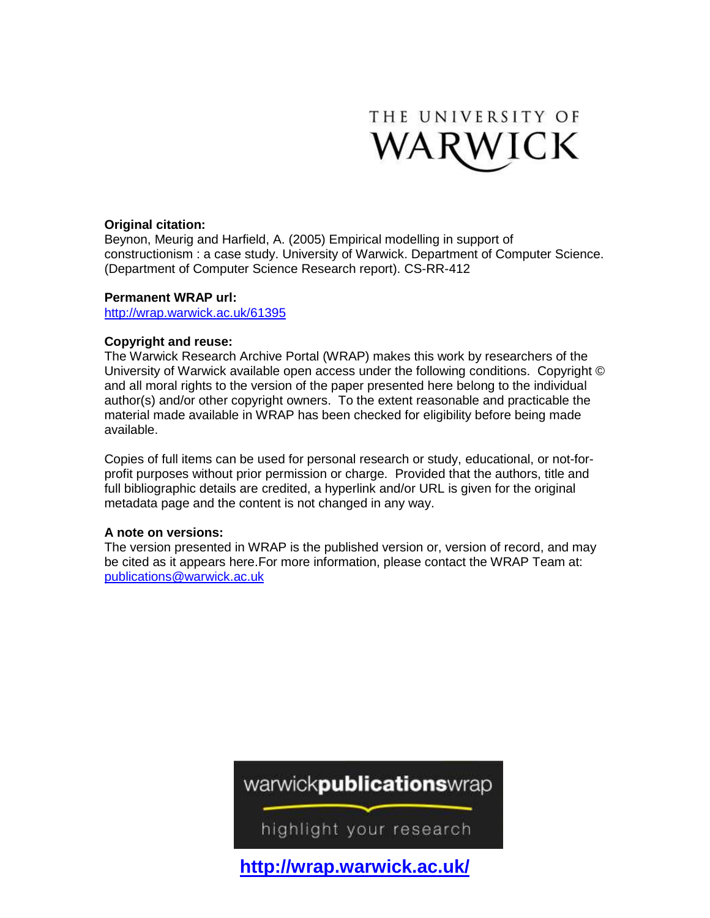THE UNIVERSITY OF WARWICK

**Original citation:**
Beynon, Meurig and Harfield, A. (2005) Empirical modelling in support of constructionism : a case study. University of Warwick. Department of Computer Science. (Department of Computer Science Research report). CS-RR-412

**Permanent WRAP url:**
http://wrap.warwick.ac.uk/61395

**Copyright and reuse:**
The Warwick Research Archive Portal (WRAP) makes this work by researchers of the University of Warwick available open access under the following conditions. Copyright © and all moral rights to the version of the paper presented here belong to the individual author(s) and/or other copyright owners. To the extent reasonable and practicable the material made available in WRAP has been checked for eligibility before being made available.

Copies of full items can be used for personal research or study, educational, or not-for-profit purposes without prior permission or charge. Provided that the authors, title and full bibliographic details are credited, a hyperlink and/or URL is given for the original metadata page and the content is not changed in any way.

**A note on versions:**
The version presented in WRAP is the published version or, version of record, and may be cited as it appears here.For more information, please contact the WRAP Team at: publications@warwick.ac.uk

warwick**publications**wrap

highlight your research

**http://wrap.warwick.ac.uk/**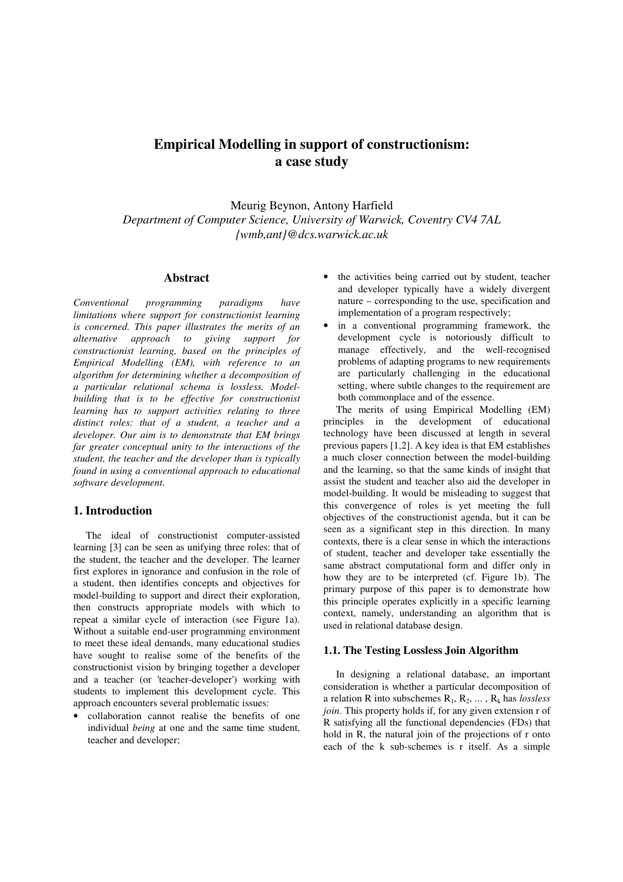# Empirical Modelling in support of constructionism: a case study

Meurig Beynon, Antony Harfield
*Department of Computer Science, University of Warwick, Coventry CV4 7AL*
*{wmb,ant}@dcs.warwick.ac.uk*

## Abstract

*Conventional programming paradigms have limitations where support for constructionist learning is concerned. This paper illustrates the merits of an alternative approach to giving support for constructionist learning, based on the principles of Empirical Modelling (EM), with reference to an algorithm for determining whether a decomposition of a particular relational schema is lossless. Model-building that is to be effective for constructionist learning has to support activities relating to three distinct roles: that of a student, a teacher and a developer. Our aim is to demonstrate that EM brings far greater conceptual unity to the interactions of the student, the teacher and the developer than is typically found in using a conventional approach to educational software development.*

## 1. Introduction

The ideal of constructionist computer-assisted learning [3] can be seen as unifying three roles: that of the student, the teacher and the developer. The learner first explores in ignorance and confusion in the role of a student, then identifies concepts and objectives for model-building to support and direct their exploration, then constructs appropriate models with which to repeat a similar cycle of interaction (see Figure 1a). Without a suitable end-user programming environment to meet these ideal demands, many educational studies have sought to realise some of the benefits of the constructionist vision by bringing together a developer and a teacher (or 'teacher-developer') working with students to implement this development cycle. This approach encounters several problematic issues:

- collaboration cannot realise the benefits of one individual *being* at one and the same time student, teacher and developer;
- the activities being carried out by student, teacher and developer typically have a widely divergent nature – corresponding to the use, specification and implementation of a program respectively;
- in a conventional programming framework, the development cycle is notoriously difficult to manage effectively, and the well-recognised problems of adapting programs to new requirements are particularly challenging in the educational setting, where subtle changes to the requirement are both commonplace and of the essence.

The merits of using Empirical Modelling (EM) principles in the development of educational technology have been discussed at length in several previous papers [1,2]. A key idea is that EM establishes a much closer connection between the model-building and the learning, so that the same kinds of insight that assist the student and teacher also aid the developer in model-building. It would be misleading to suggest that this convergence of roles is yet meeting the full objectives of the constructionist agenda, but it can be seen as a significant step in this direction. In many contexts, there is a clear sense in which the interactions of student, teacher and developer take essentially the same abstract computational form and differ only in how they are to be interpreted (cf. Figure 1b). The primary purpose of this paper is to demonstrate how this principle operates explicitly in a specific learning context, namely, understanding an algorithm that is used in relational database design.

### 1.1. The Testing Lossless Join Algorithm

In designing a relational database, an important consideration is whether a particular decomposition of a relation R into subschemes $R_1$, $R_2$, ... , $R_k$ has *lossless join*. This property holds if, for any given extension r of R satisfying all the functional dependencies (FDs) that hold in R, the natural join of the projections of r onto each of the k sub-schemes is r itself. As a simple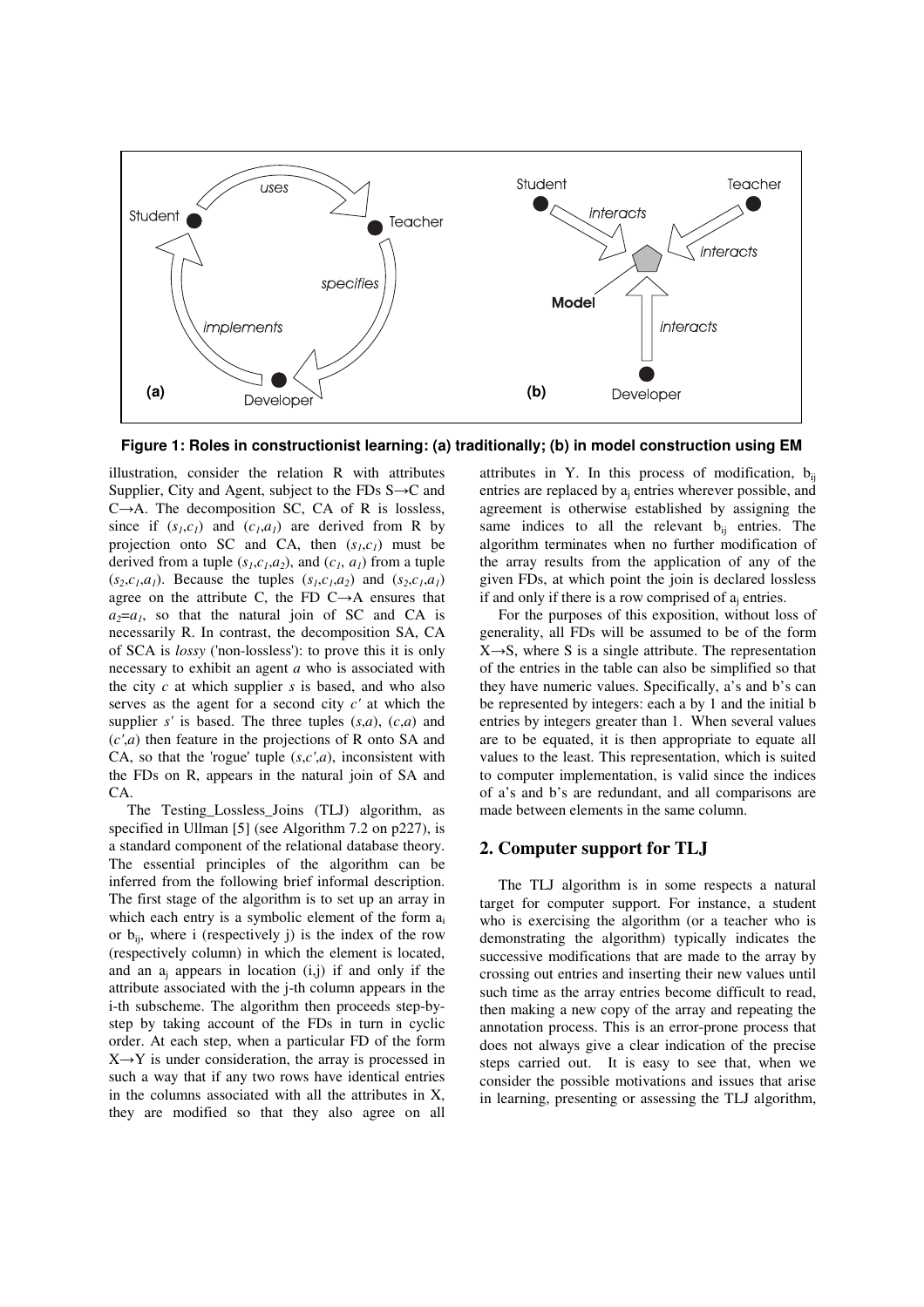Figure 1: Roles in constructionist learning: (a) traditionally; (b) in model construction using EM

illustration, consider the relation R with attributes Supplier, City and Agent, subject to the FDs S→C and C→A. The decomposition SC, CA of R is lossless, since if $(s_1,c_1)$ and $(c_1,a_1)$ are derived from R by projection onto SC and CA, then $(s_1,c_1)$ must be derived from a tuple $(s_1,c_1,a_2)$, and $(c_1, a_1)$ from a tuple $(s_2,c_1,a_1)$. Because the tuples $(s_1,c_1,a_2)$ and $(s_2,c_1,a_1)$ agree on the attribute C, the FD C→A ensures that $a_2=a_1$, so that the natural join of SC and CA is necessarily R. In contrast, the decomposition SA, CA of SCA is *lossy* ('non-lossless'): to prove this it is only necessary to exhibit an agent *a* who is associated with the city *c* at which supplier *s* is based, and who also serves as the agent for a second city *c'* at which the supplier *s'* is based. The three tuples (*s*,*a*), (*c*,*a*) and (*c'*,*a*) then feature in the projections of R onto SA and CA, so that the 'rogue' tuple (*s*,*c'*,*a*), inconsistent with the FDs on R, appears in the natural join of SA and CA.

The Testing_Lossless_Joins (TLJ) algorithm, as specified in Ullman [5] (see Algorithm 7.2 on p227), is a standard component of the relational database theory. The essential principles of the algorithm can be inferred from the following brief informal description. The first stage of the algorithm is to set up an array in which each entry is a symbolic element of the form $a_i$ or $b_{ij}$, where i (respectively j) is the index of the row (respectively column) in which the element is located, and an $a_j$ appears in location (i,j) if and only if the attribute associated with the j-th column appears in the i-th subscheme. The algorithm then proceeds step-by-step by taking account of the FDs in turn in cyclic order. At each step, when a particular FD of the form X→Y is under consideration, the array is processed in such a way that if any two rows have identical entries in the columns associated with all the attributes in X, they are modified so that they also agree on all attributes in Y. In this process of modification, $b_{ij}$ entries are replaced by $a_j$ entries wherever possible, and agreement is otherwise established by assigning the same indices to all the relevant $b_{ij}$ entries. The algorithm terminates when no further modification of the array results from the application of any of the given FDs, at which point the join is declared lossless if and only if there is a row comprised of $a_j$ entries.

For the purposes of this exposition, without loss of generality, all FDs will be assumed to be of the form X→S, where S is a single attribute. The representation of the entries in the table can also be simplified so that they have numeric values. Specifically, a's and b's can be represented by integers: each a by 1 and the initial b entries by integers greater than 1. When several values are to be equated, it is then appropriate to equate all values to the least. This representation, which is suited to computer implementation, is valid since the indices of a's and b's are redundant, and all comparisons are made between elements in the same column.

## 2. Computer support for TLJ

The TLJ algorithm is in some respects a natural target for computer support. For instance, a student who is exercising the algorithm (or a teacher who is demonstrating the algorithm) typically indicates the successive modifications that are made to the array by crossing out entries and inserting their new values until such time as the array entries become difficult to read, then making a new copy of the array and repeating the annotation process. This is an error-prone process that does not always give a clear indication of the precise steps carried out. It is easy to see that, when we consider the possible motivations and issues that arise in learning, presenting or assessing the TLJ algorithm,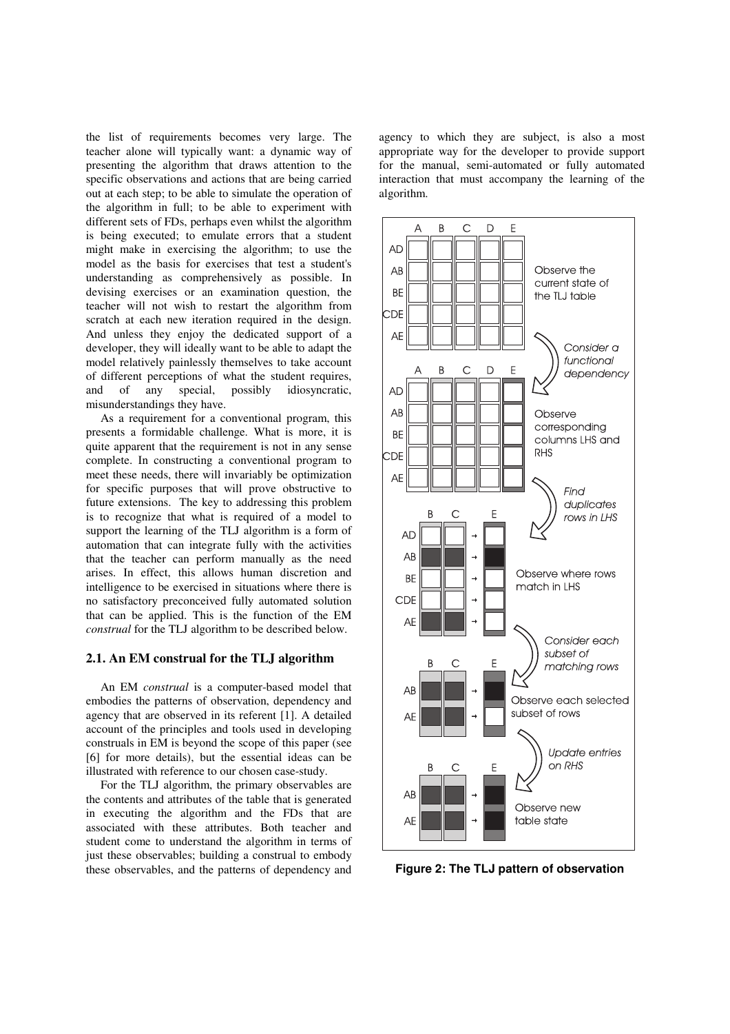the list of requirements becomes very large. The teacher alone will typically want: a dynamic way of presenting the algorithm that draws attention to the specific observations and actions that are being carried out at each step; to be able to simulate the operation of the algorithm in full; to be able to experiment with different sets of FDs, perhaps even whilst the algorithm is being executed; to emulate errors that a student might make in exercising the algorithm; to use the model as the basis for exercises that test a student's understanding as comprehensively as possible. In devising exercises or an examination question, the teacher will not wish to restart the algorithm from scratch at each new iteration required in the design. And unless they enjoy the dedicated support of a developer, they will ideally want to be able to adapt the model relatively painlessly themselves to take account of different perceptions of what the student requires, and of any special, possibly idiosyncratic, misunderstandings they have.

As a requirement for a conventional program, this presents a formidable challenge. What is more, it is quite apparent that the requirement is not in any sense complete. In constructing a conventional program to meet these needs, there will invariably be optimization for specific purposes that will prove obstructive to future extensions. The key to addressing this problem is to recognize that what is required of a model to support the learning of the TLJ algorithm is a form of automation that can integrate fully with the activities that the teacher can perform manually as the need arises. In effect, this allows human discretion and intelligence to be exercised in situations where there is no satisfactory preconceived fully automated solution that can be applied. This is the function of the EM *construal* for the TLJ algorithm to be described below.

## 2.1. An EM construal for the TLJ algorithm

An EM *construal* is a computer-based model that embodies the patterns of observation, dependency and agency that are observed in its referent [1]. A detailed account of the principles and tools used in developing construals in EM is beyond the scope of this paper (see [6] for more details), but the essential ideas can be illustrated with reference to our chosen case-study.

For the TLJ algorithm, the primary observables are the contents and attributes of the table that is generated in executing the algorithm and the FDs that are associated with these attributes. Both teacher and student come to understand the algorithm in terms of just these observables; building a construal to embody these observables, and the patterns of dependency and agency to which they are subject, is also a most appropriate way for the developer to provide support for the manual, semi-automated or fully automated interaction that must accompany the learning of the algorithm.

**Figure 2: The TLJ pattern of observation**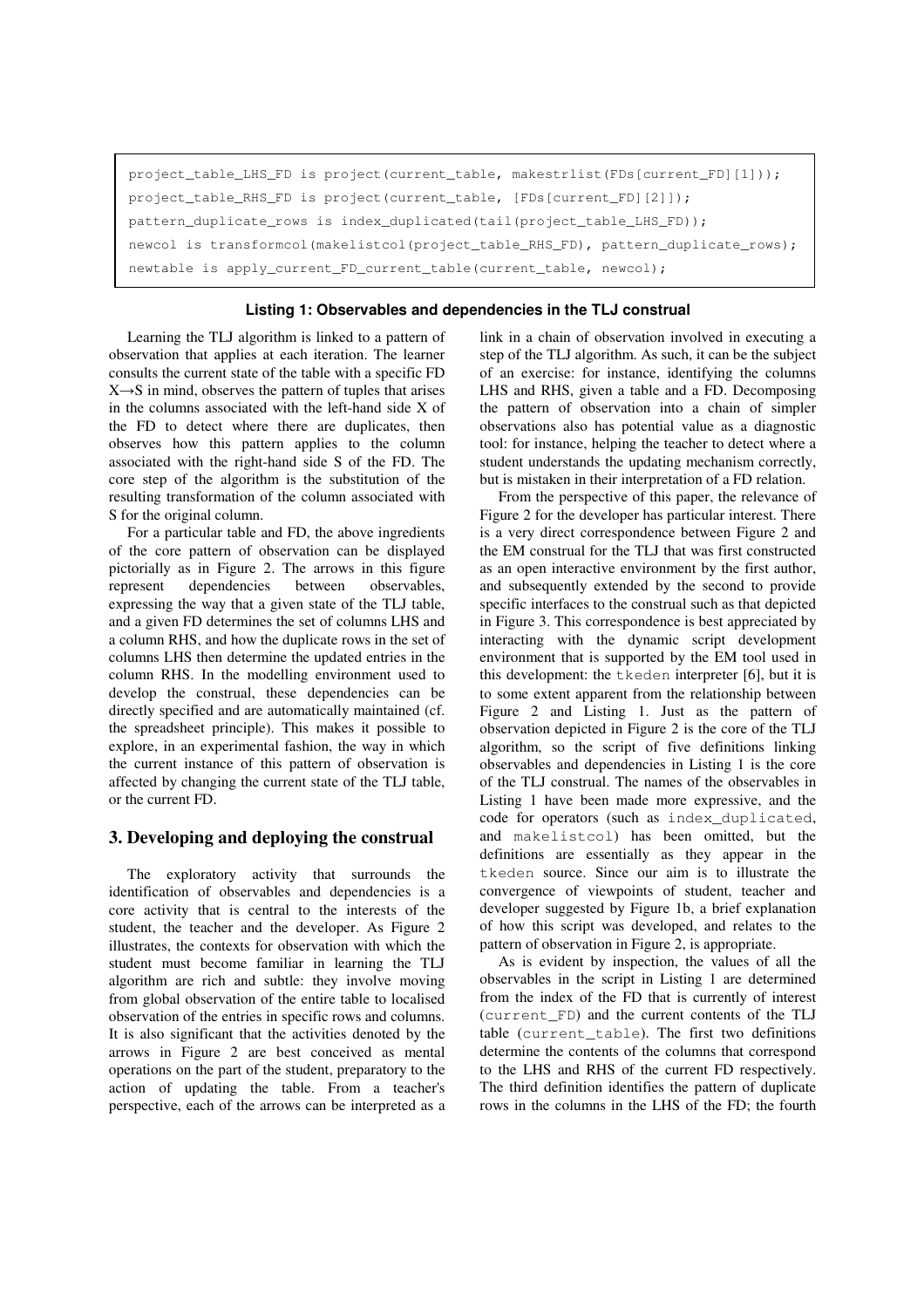```
project_table_LHS_FD is project(current_table, makestrlist(FDs[current_FD][1]));
project_table_RHS_FD is project(current_table, [FDs[current_FD][2]]);
pattern_duplicate_rows is index_duplicated(tail(project_table_LHS_FD));
newcol is transformcol(makelistcol(project_table_RHS_FD), pattern_duplicate_rows);
newtable is apply_current_FD_current_table(current_table, newcol);
```

**Listing 1: Observables and dependencies in the TLJ construal**

Learning the TLJ algorithm is linked to a pattern of observation that applies at each iteration. The learner consults the current state of the table with a specific FD X→S in mind, observes the pattern of tuples that arises in the columns associated with the left-hand side X of the FD to detect where there are duplicates, then observes how this pattern applies to the column associated with the right-hand side S of the FD. The core step of the algorithm is the substitution of the resulting transformation of the column associated with S for the original column.

For a particular table and FD, the above ingredients of the core pattern of observation can be displayed pictorially as in Figure 2. The arrows in this figure represent dependencies between observables, expressing the way that a given state of the TLJ table, and a given FD determines the set of columns LHS and a column RHS, and how the duplicate rows in the set of columns LHS then determine the updated entries in the column RHS. In the modelling environment used to develop the construal, these dependencies can be directly specified and are automatically maintained (cf. the spreadsheet principle). This makes it possible to explore, in an experimental fashion, the way in which the current instance of this pattern of observation is affected by changing the current state of the TLJ table, or the current FD.

## 3. Developing and deploying the construal

The exploratory activity that surrounds the identification of observables and dependencies is a core activity that is central to the interests of the student, the teacher and the developer. As Figure 2 illustrates, the contexts for observation with which the student must become familiar in learning the TLJ algorithm are rich and subtle: they involve moving from global observation of the entire table to localised observation of the entries in specific rows and columns. It is also significant that the activities denoted by the arrows in Figure 2 are best conceived as mental operations on the part of the student, preparatory to the action of updating the table. From a teacher's perspective, each of the arrows can be interpreted as a link in a chain of observation involved in executing a step of the TLJ algorithm. As such, it can be the subject of an exercise: for instance, identifying the columns LHS and RHS, given a table and a FD. Decomposing the pattern of observation into a chain of simpler observations also has potential value as a diagnostic tool: for instance, helping the teacher to detect where a student understands the updating mechanism correctly, but is mistaken in their interpretation of a FD relation.

From the perspective of this paper, the relevance of Figure 2 for the developer has particular interest. There is a very direct correspondence between Figure 2 and the EM construal for the TLJ that was first constructed as an open interactive environment by the first author, and subsequently extended by the second to provide specific interfaces to the construal such as that depicted in Figure 3. This correspondence is best appreciated by interacting with the dynamic script development environment that is supported by the EM tool used in this development: the `tkeden` interpreter [6], but it is to some extent apparent from the relationship between Figure 2 and Listing 1. Just as the pattern of observation depicted in Figure 2 is the core of the TLJ algorithm, so the script of five definitions linking observables and dependencies in Listing 1 is the core of the TLJ construal. The names of the observables in Listing 1 have been made more expressive, and the code for operators (such as `index_duplicated`, and `makelistcol`) has been omitted, but the definitions are essentially as they appear in the `tkeden` source. Since our aim is to illustrate the convergence of viewpoints of student, teacher and developer suggested by Figure 1b, a brief explanation of how this script was developed, and relates to the pattern of observation in Figure 2, is appropriate.

As is evident by inspection, the values of all the observables in the script in Listing 1 are determined from the index of the FD that is currently of interest (`current_FD`) and the current contents of the TLJ table (`current_table`). The first two definitions determine the contents of the columns that correspond to the LHS and RHS of the current FD respectively. The third definition identifies the pattern of duplicate rows in the columns in the LHS of the FD; the fourth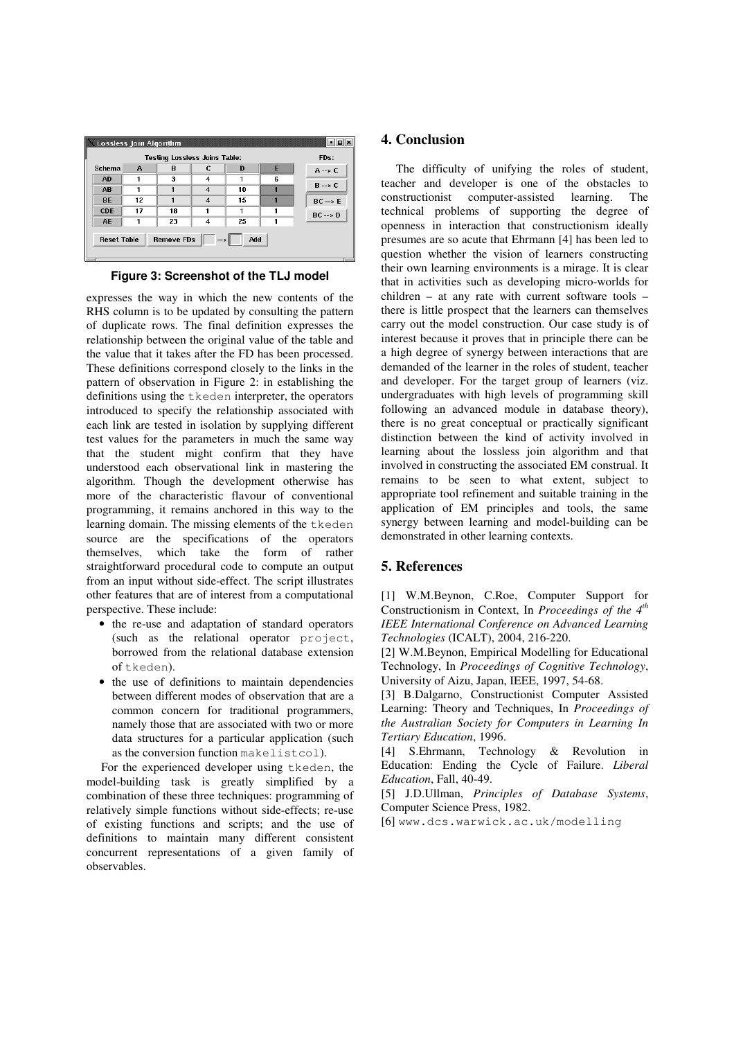**Figure 3: Screenshot of the TLJ model**

expresses the way in which the new contents of the RHS column is to be updated by consulting the pattern of duplicate rows. The final definition expresses the relationship between the original value of the table and the value that it takes after the FD has been processed. These definitions correspond closely to the links in the pattern of observation in Figure 2: in establishing the definitions using the `tkeden` interpreter, the operators introduced to specify the relationship associated with each link are tested in isolation by supplying different test values for the parameters in much the same way that the student might confirm that they have understood each observational link in mastering the algorithm. Though the development otherwise has more of the characteristic flavour of conventional programming, it remains anchored in this way to the learning domain. The missing elements of the `tkeden` source are the specifications of the operators themselves, which take the form of rather straightforward procedural code to compute an output from an input without side-effect. The script illustrates other features that are of interest from a computational perspective. These include:

- the re-use and adaptation of standard operators (such as the relational operator `project`, borrowed from the relational database extension of `tkeden`).
- the use of definitions to maintain dependencies between different modes of observation that are a common concern for traditional programmers, namely those that are associated with two or more data structures for a particular application (such as the conversion function `makelistcol`).

For the experienced developer using `tkeden`, the model-building task is greatly simplified by a combination of these three techniques: programming of relatively simple functions without side-effects; re-use of existing functions and scripts; and the use of definitions to maintain many different consistent concurrent representations of a given family of observables.

## 4. Conclusion

The difficulty of unifying the roles of student, teacher and developer is one of the obstacles to constructionist computer-assisted learning. The technical problems of supporting the degree of openness in interaction that constructionism ideally presumes are so acute that Ehrmann [4] has been led to question whether the vision of learners constructing their own learning environments is a mirage. It is clear that in activities such as developing micro-worlds for children – at any rate with current software tools – there is little prospect that the learners can themselves carry out the model construction. Our case study is of interest because it proves that in principle there can be a high degree of synergy between interactions that are demanded of the learner in the roles of student, teacher and developer. For the target group of learners (viz. undergraduates with high levels of programming skill following an advanced module in database theory), there is no great conceptual or practically significant distinction between the kind of activity involved in learning about the lossless join algorithm and that involved in constructing the associated EM construal. It remains to be seen to what extent, subject to appropriate tool refinement and suitable training in the application of EM principles and tools, the same synergy between learning and model-building can be demonstrated in other learning contexts.

## 5. References

[1] W.M.Beynon, C.Roe, Computer Support for Constructionism in Context, In *Proceedings of the 4th IEEE International Conference on Advanced Learning Technologies* (ICALT), 2004, 216-220.

[2] W.M.Beynon, Empirical Modelling for Educational Technology, In *Proceedings of Cognitive Technology*, University of Aizu, Japan, IEEE, 1997, 54-68.

[3] B.Dalgarno, Constructionist Computer Assisted Learning: Theory and Techniques, In *Proceedings of the Australian Society for Computers in Learning In Tertiary Education*, 1996.

[4] S.Ehrmann, Technology & Revolution in Education: Ending the Cycle of Failure. *Liberal Education*, Fall, 40-49.

[5] J.D.Ullman, *Principles of Database Systems*, Computer Science Press, 1982.

[6] `www.dcs.warwick.ac.uk/modelling`